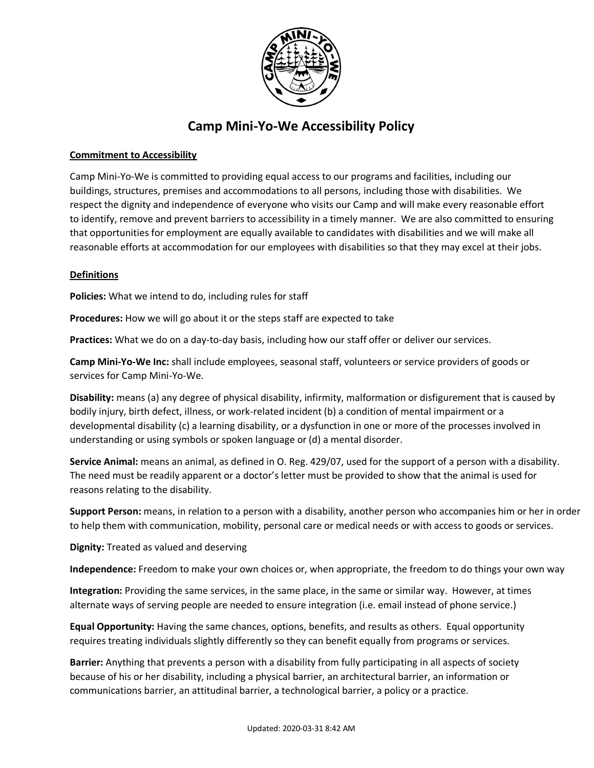# Camp Mini-Yo-We Accessibility Policy

**Commitment to Accessibility**

Camp Mini-Yo-We is committed to providing equal access to our programs and facilities, including our buildings, structures, premises and accommodations to all persons, including those with disabilities. We respect the dignity and independence of everyone who visits our Camp and will make every reasonable effort to identify, remove and prevent barriers to accessibility in a timely manner. We are also committed to ensuring that opportunities for employment are equally available to candidates with disabilities and we will make all reasonable efforts at accommodation for our employees with disabilities so that they may excel at their jobs.

**Definitions**

**Policies:** What we intend to do, including rules for staff

**Procedures:** How we will go about it or the steps staff are expected to take

**Practices:** What we do on a day-to-day basis, including how our staff offer or deliver our services.

**Camp Mini-Yo-We Inc:** shall include employees, seasonal staff, volunteers or service providers of goods or services for Camp Mini-Yo-We.

**Disability:** means (a) any degree of physical disability, infirmity, malformation or disfigurement that is caused by bodily injury, birth defect, illness, or work-related incident (b) a condition of mental impairment or a developmental disability (c) a learning disability, or a dysfunction in one or more of the processes involved in understanding or using symbols or spoken language or (d) a mental disorder.

**Service Animal:** means an animal, as defined in O. Reg. 429/07, used for the support of a person with a disability. The need must be readily apparent or a doctor's letter must be provided to show that the animal is used for reasons relating to the disability.

**Support Person:** means, in relation to a person with a disability, another person who accompanies him or her in order to help them with communication, mobility, personal care or medical needs or with access to goods or services.

**Dignity:** Treated as valued and deserving

**Independence:** Freedom to make your own choices or, when appropriate, the freedom to do things your own way

**Integration:** Providing the same services, in the same place, in the same or similar way. However, at times alternate ways of serving people are needed to ensure integration (i.e. email instead of phone service.)

**Equal Opportunity:** Having the same chances, options, benefits, and results as others. Equal opportunity requires treating individuals slightly differently so they can benefit equally from programs or services.

**Barrier:** Anything that prevents a person with a disability from fully participating in all aspects of society because of his or her disability, including a physical barrier, an architectural barrier, an information or communications barrier, an attitudinal barrier, a technological barrier, a policy or a practice.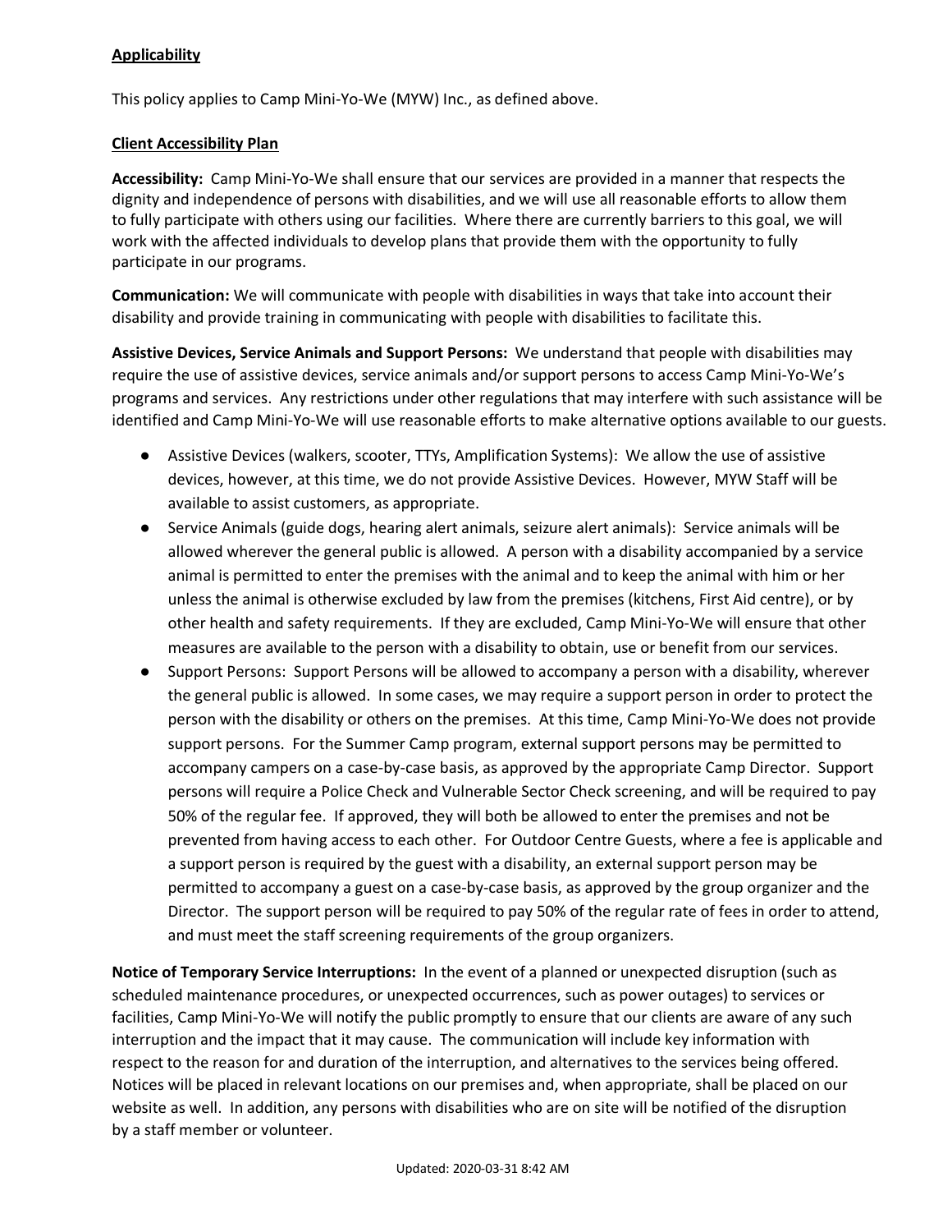**Applicability**

This policy applies to Camp Mini-Yo-We (MYW) Inc., as defined above.

**Client Accessibility Plan**

**Accessibility:** Camp Mini-Yo-We shall ensure that our services are provided in a manner that respects the dignity and independence of persons with disabilities, and we will use all reasonable efforts to allow them to fully participate with others using our facilities. Where there are currently barriers to this goal, we will work with the affected individuals to develop plans that provide them with the opportunity to fully participate in our programs.

**Communication:** We will communicate with people with disabilities in ways that take into account their disability and provide training in communicating with people with disabilities to facilitate this.

**Assistive Devices, Service Animals and Support Persons:** We understand that people with disabilities may require the use of assistive devices, service animals and/or support persons to access Camp Mini-Yo-We's programs and services. Any restrictions under other regulations that may interfere with such assistance will be identified and Camp Mini-Yo-We will use reasonable efforts to make alternative options available to our guests.

- Assistive Devices (walkers, scooter, TTYs, Amplification Systems): We allow the use of assistive devices, however, at this time, we do not provide Assistive Devices. However, MYW Staff will be available to assist customers, as appropriate.
- Service Animals (guide dogs, hearing alert animals, seizure alert animals): Service animals will be allowed wherever the general public is allowed. A person with a disability accompanied by a service animal is permitted to enter the premises with the animal and to keep the animal with him or her unless the animal is otherwise excluded by law from the premises (kitchens, First Aid centre), or by other health and safety requirements. If they are excluded, Camp Mini-Yo-We will ensure that other measures are available to the person with a disability to obtain, use or benefit from our services.
- Support Persons: Support Persons will be allowed to accompany a person with a disability, wherever the general public is allowed. In some cases, we may require a support person in order to protect the person with the disability or others on the premises. At this time, Camp Mini-Yo-We does not provide support persons. For the Summer Camp program, external support persons may be permitted to accompany campers on a case-by-case basis, as approved by the appropriate Camp Director. Support persons will require a Police Check and Vulnerable Sector Check screening, and will be required to pay 50% of the regular fee. If approved, they will both be allowed to enter the premises and not be prevented from having access to each other. For Outdoor Centre Guests, where a fee is applicable and a support person is required by the guest with a disability, an external support person may be permitted to accompany a guest on a case-by-case basis, as approved by the group organizer and the Director. The support person will be required to pay 50% of the regular rate of fees in order to attend, and must meet the staff screening requirements of the group organizers.

**Notice of Temporary Service Interruptions:** In the event of a planned or unexpected disruption (such as scheduled maintenance procedures, or unexpected occurrences, such as power outages) to services or facilities, Camp Mini-Yo-We will notify the public promptly to ensure that our clients are aware of any such interruption and the impact that it may cause. The communication will include key information with respect to the reason for and duration of the interruption, and alternatives to the services being offered. Notices will be placed in relevant locations on our premises and, when appropriate, shall be placed on our website as well. In addition, any persons with disabilities who are on site will be notified of the disruption by a staff member or volunteer.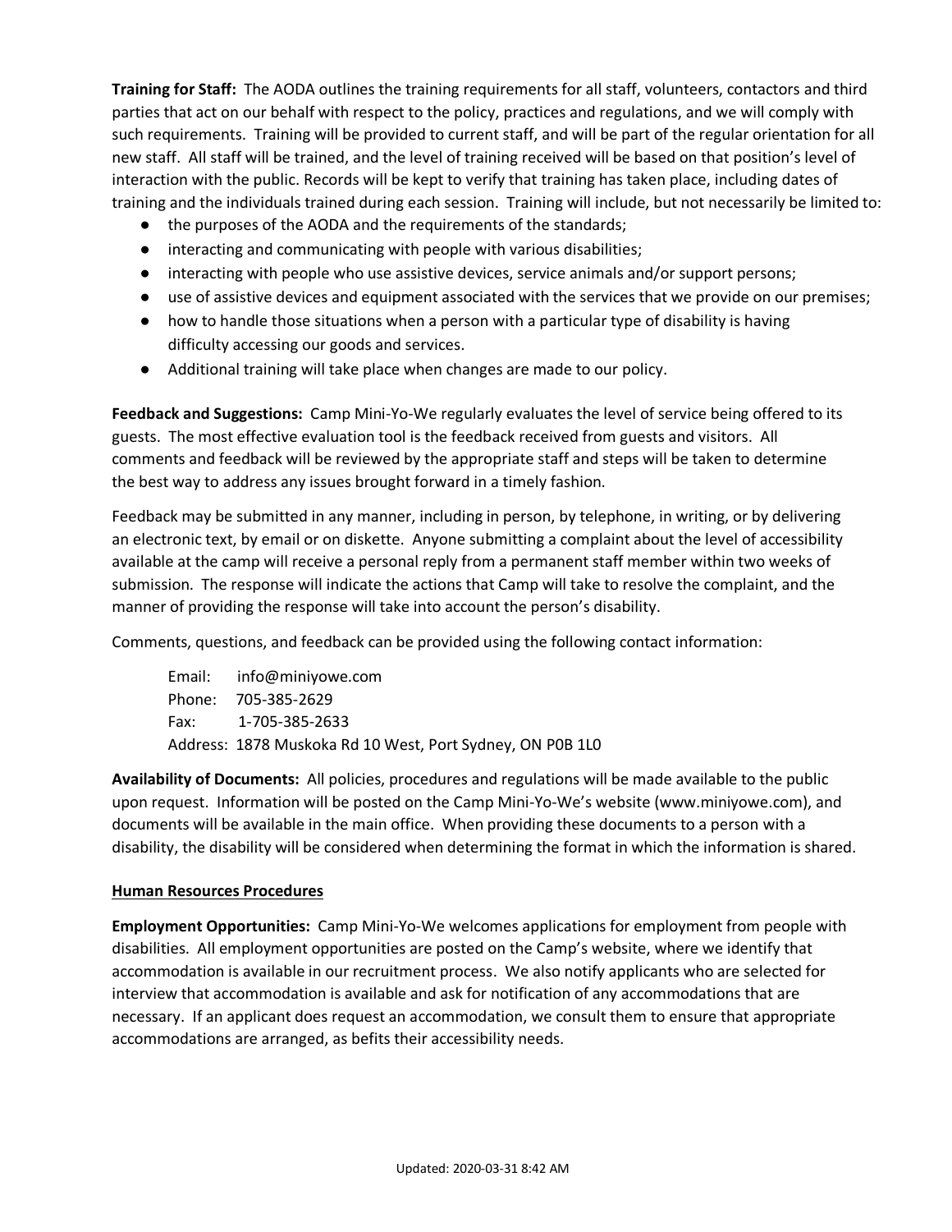**Training for Staff:** The AODA outlines the training requirements for all staff, volunteers, contactors and third parties that act on our behalf with respect to the policy, practices and regulations, and we will comply with such requirements. Training will be provided to current staff, and will be part of the regular orientation for all new staff. All staff will be trained, and the level of training received will be based on that position's level of interaction with the public. Records will be kept to verify that training has taken place, including dates of training and the individuals trained during each session. Training will include, but not necessarily be limited to:

- the purposes of the AODA and the requirements of the standards;
- interacting and communicating with people with various disabilities;
- interacting with people who use assistive devices, service animals and/or support persons;
- use of assistive devices and equipment associated with the services that we provide on our premises;
- how to handle those situations when a person with a particular type of disability is having difficulty accessing our goods and services.
- Additional training will take place when changes are made to our policy.

**Feedback and Suggestions:** Camp Mini-Yo-We regularly evaluates the level of service being offered to its guests. The most effective evaluation tool is the feedback received from guests and visitors. All comments and feedback will be reviewed by the appropriate staff and steps will be taken to determine the best way to address any issues brought forward in a timely fashion.

Feedback may be submitted in any manner, including in person, by telephone, in writing, or by delivering an electronic text, by email or on diskette. Anyone submitting a complaint about the level of accessibility available at the camp will receive a personal reply from a permanent staff member within two weeks of submission. The response will indicate the actions that Camp will take to resolve the complaint, and the manner of providing the response will take into account the person's disability.

Comments, questions, and feedback can be provided using the following contact information:

Email: info@miniyowe.com
Phone: 705-385-2629
Fax: 1-705-385-2633
Address: 1878 Muskoka Rd 10 West, Port Sydney, ON P0B 1L0

**Availability of Documents:** All policies, procedures and regulations will be made available to the public upon request. Information will be posted on the Camp Mini-Yo-We's website (www.miniyowe.com), and documents will be available in the main office. When providing these documents to a person with a disability, the disability will be considered when determining the format in which the information is shared.

**Human Resources Procedures**

**Employment Opportunities:** Camp Mini-Yo-We welcomes applications for employment from people with disabilities. All employment opportunities are posted on the Camp's website, where we identify that accommodation is available in our recruitment process. We also notify applicants who are selected for interview that accommodation is available and ask for notification of any accommodations that are necessary. If an applicant does request an accommodation, we consult them to ensure that appropriate accommodations are arranged, as befits their accessibility needs.

Updated: 2020-03-31 8:42 AM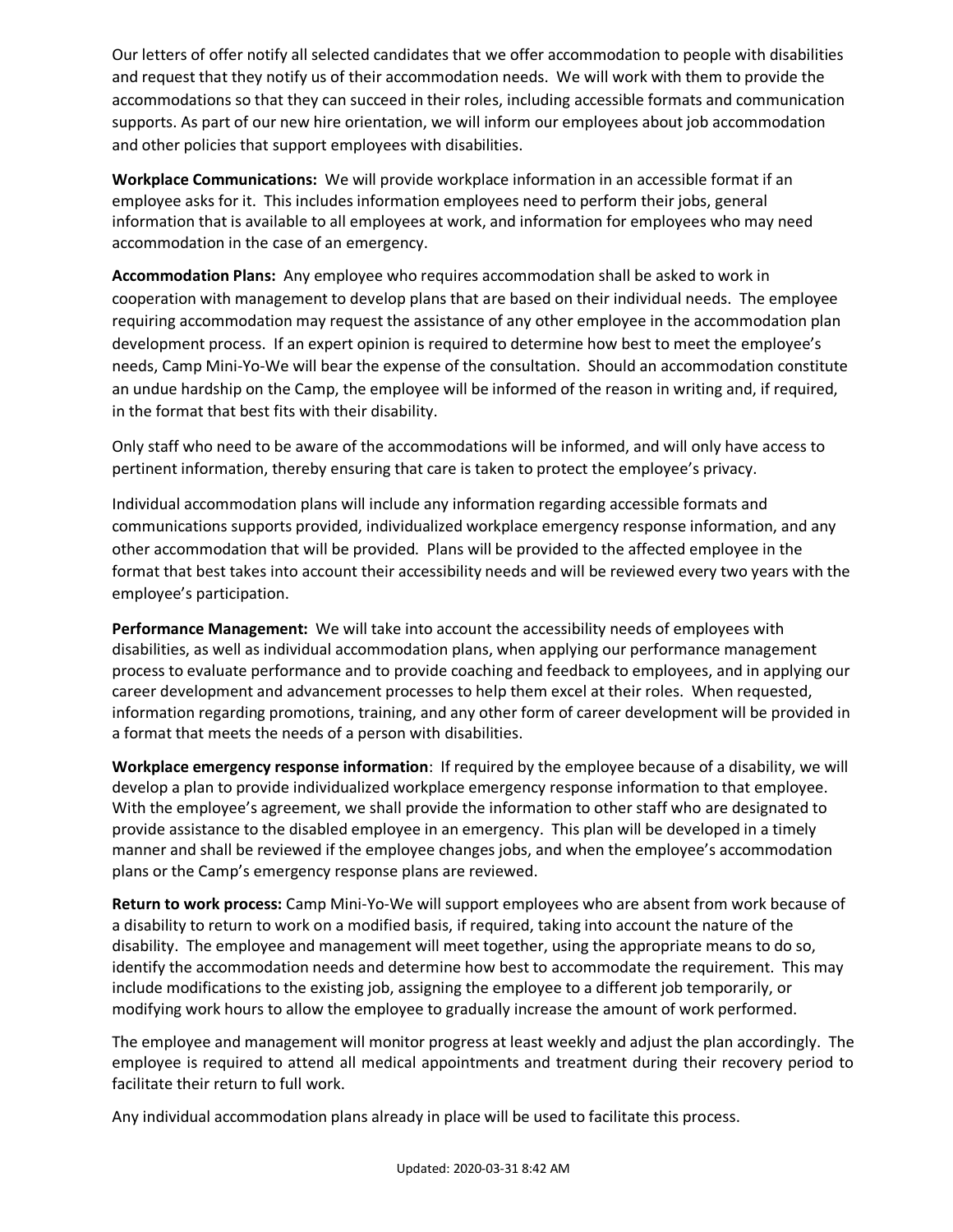Our letters of offer notify all selected candidates that we offer accommodation to people with disabilities and request that they notify us of their accommodation needs. We will work with them to provide the accommodations so that they can succeed in their roles, including accessible formats and communication supports. As part of our new hire orientation, we will inform our employees about job accommodation and other policies that support employees with disabilities.

**Workplace Communications:** We will provide workplace information in an accessible format if an employee asks for it. This includes information employees need to perform their jobs, general information that is available to all employees at work, and information for employees who may need accommodation in the case of an emergency.

**Accommodation Plans:** Any employee who requires accommodation shall be asked to work in cooperation with management to develop plans that are based on their individual needs. The employee requiring accommodation may request the assistance of any other employee in the accommodation plan development process. If an expert opinion is required to determine how best to meet the employee's needs, Camp Mini-Yo-We will bear the expense of the consultation. Should an accommodation constitute an undue hardship on the Camp, the employee will be informed of the reason in writing and, if required, in the format that best fits with their disability.

Only staff who need to be aware of the accommodations will be informed, and will only have access to pertinent information, thereby ensuring that care is taken to protect the employee's privacy.

Individual accommodation plans will include any information regarding accessible formats and communications supports provided, individualized workplace emergency response information, and any other accommodation that will be provided. Plans will be provided to the affected employee in the format that best takes into account their accessibility needs and will be reviewed every two years with the employee's participation.

**Performance Management:** We will take into account the accessibility needs of employees with disabilities, as well as individual accommodation plans, when applying our performance management process to evaluate performance and to provide coaching and feedback to employees, and in applying our career development and advancement processes to help them excel at their roles. When requested, information regarding promotions, training, and any other form of career development will be provided in a format that meets the needs of a person with disabilities.

**Workplace emergency response information**: If required by the employee because of a disability, we will develop a plan to provide individualized workplace emergency response information to that employee. With the employee's agreement, we shall provide the information to other staff who are designated to provide assistance to the disabled employee in an emergency. This plan will be developed in a timely manner and shall be reviewed if the employee changes jobs, and when the employee's accommodation plans or the Camp's emergency response plans are reviewed.

**Return to work process:** Camp Mini-Yo-We will support employees who are absent from work because of a disability to return to work on a modified basis, if required, taking into account the nature of the disability. The employee and management will meet together, using the appropriate means to do so, identify the accommodation needs and determine how best to accommodate the requirement. This may include modifications to the existing job, assigning the employee to a different job temporarily, or modifying work hours to allow the employee to gradually increase the amount of work performed.

The employee and management will monitor progress at least weekly and adjust the plan accordingly. The employee is required to attend all medical appointments and treatment during their recovery period to facilitate their return to full work.

Any individual accommodation plans already in place will be used to facilitate this process.

Updated: 2020-03-31 8:42 AM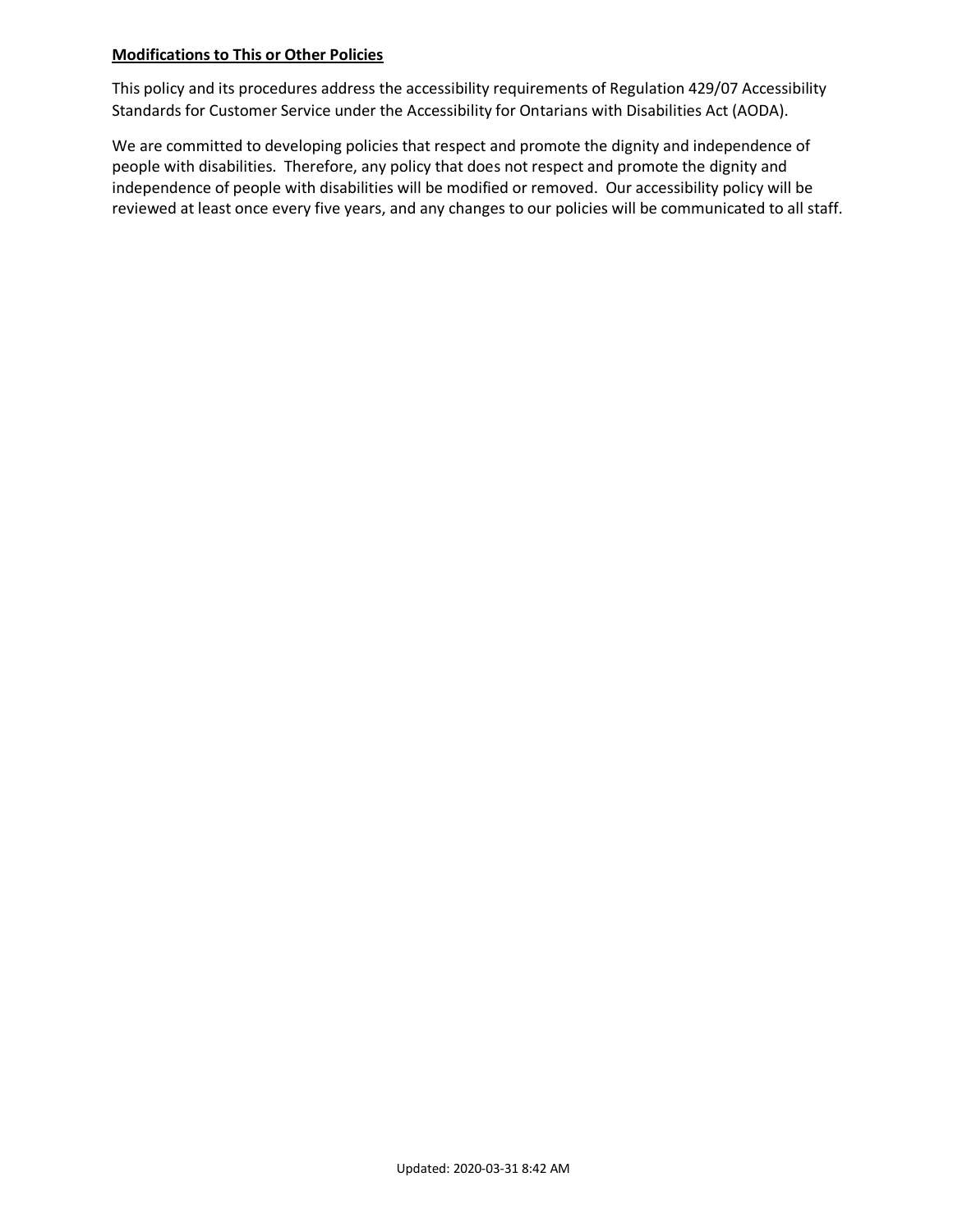**Modifications to This or Other Policies**

This policy and its procedures address the accessibility requirements of Regulation 429/07 Accessibility Standards for Customer Service under the Accessibility for Ontarians with Disabilities Act (AODA).

We are committed to developing policies that respect and promote the dignity and independence of people with disabilities. Therefore, any policy that does not respect and promote the dignity and independence of people with disabilities will be modified or removed. Our accessibility policy will be reviewed at least once every five years, and any changes to our policies will be communicated to all staff.

Updated: 2020-03-31 8:42 AM